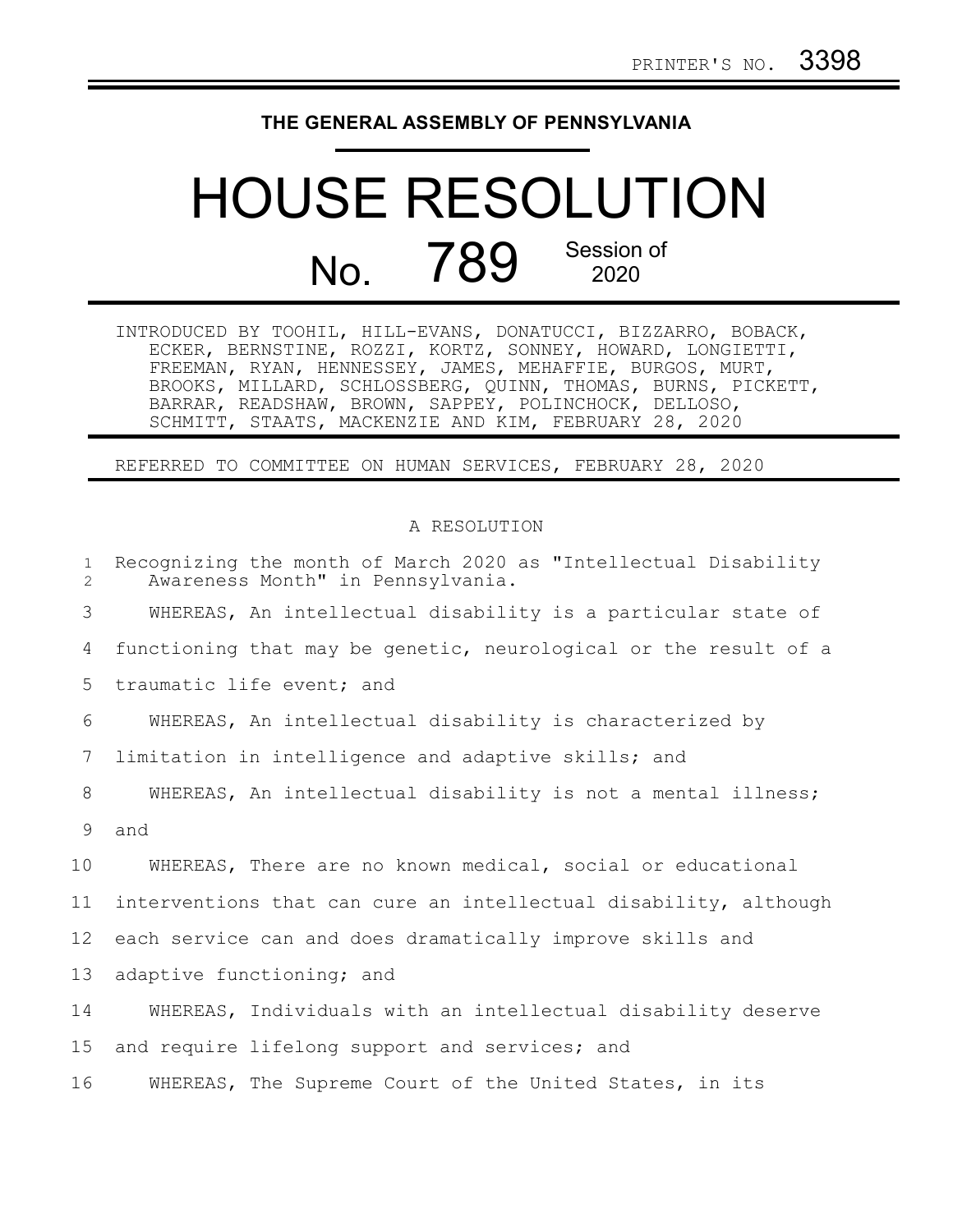PRINTER'S NO. 3398

**THE GENERAL ASSEMBLY OF PENNSYLVANIA**

# HOUSE RESOLUTION

## No. 789 Session of 2020

INTRODUCED BY TOOHIL, HILL-EVANS, DONATUCCI, BIZZARRO, BOBACK, ECKER, BERNSTINE, ROZZI, KORTZ, SONNEY, HOWARD, LONGIETTI, FREEMAN, RYAN, HENNESSEY, JAMES, MEHAFFIE, BURGOS, MURT, BROOKS, MILLARD, SCHLOSSBERG, QUINN, THOMAS, BURNS, PICKETT, BARRAR, READSHAW, BROWN, SAPPEY, POLINCHOCK, DELLOSO, SCHMITT, STAATS, MACKENZIE AND KIM, FEBRUARY 28, 2020

REFERRED TO COMMITTEE ON HUMAN SERVICES, FEBRUARY 28, 2020

A RESOLUTION

1 Recognizing the month of March 2020 as "Intellectual Disability
2 Awareness Month" in Pennsylvania.

3 WHEREAS, An intellectual disability is a particular state of
4 functioning that may be genetic, neurological or the result of a
5 traumatic life event; and

6 WHEREAS, An intellectual disability is characterized by
7 limitation in intelligence and adaptive skills; and

8 WHEREAS, An intellectual disability is not a mental illness;
9 and

10 WHEREAS, There are no known medical, social or educational
11 interventions that can cure an intellectual disability, although
12 each service can and does dramatically improve skills and
13 adaptive functioning; and

14 WHEREAS, Individuals with an intellectual disability deserve
15 and require lifelong support and services; and

16 WHEREAS, The Supreme Court of the United States, in its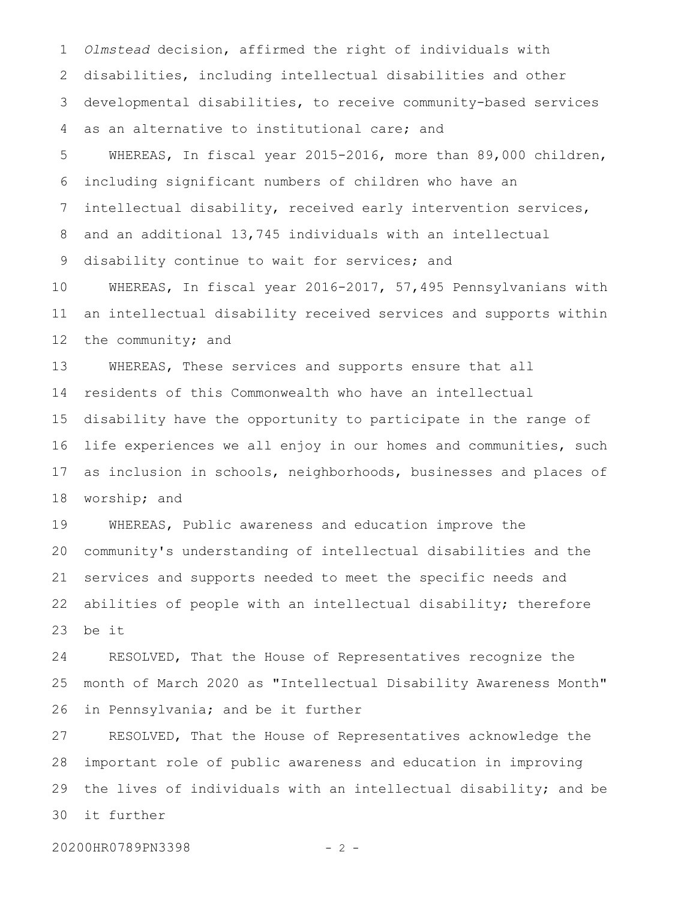*Olmstead* decision, affirmed the right of individuals with disabilities, including intellectual disabilities and other developmental disabilities, to receive community-based services as an alternative to institutional care; and

WHEREAS, In fiscal year 2015-2016, more than 89,000 children, including significant numbers of children who have an intellectual disability, received early intervention services, and an additional 13,745 individuals with an intellectual disability continue to wait for services; and

WHEREAS, In fiscal year 2016-2017, 57,495 Pennsylvanians with an intellectual disability received services and supports within the community; and

WHEREAS, These services and supports ensure that all residents of this Commonwealth who have an intellectual disability have the opportunity to participate in the range of life experiences we all enjoy in our homes and communities, such as inclusion in schools, neighborhoods, businesses and places of worship; and

WHEREAS, Public awareness and education improve the community's understanding of intellectual disabilities and the services and supports needed to meet the specific needs and abilities of people with an intellectual disability; therefore be it

RESOLVED, That the House of Representatives recognize the month of March 2020 as "Intellectual Disability Awareness Month" in Pennsylvania; and be it further

RESOLVED, That the House of Representatives acknowledge the important role of public awareness and education in improving the lives of individuals with an intellectual disability; and be it further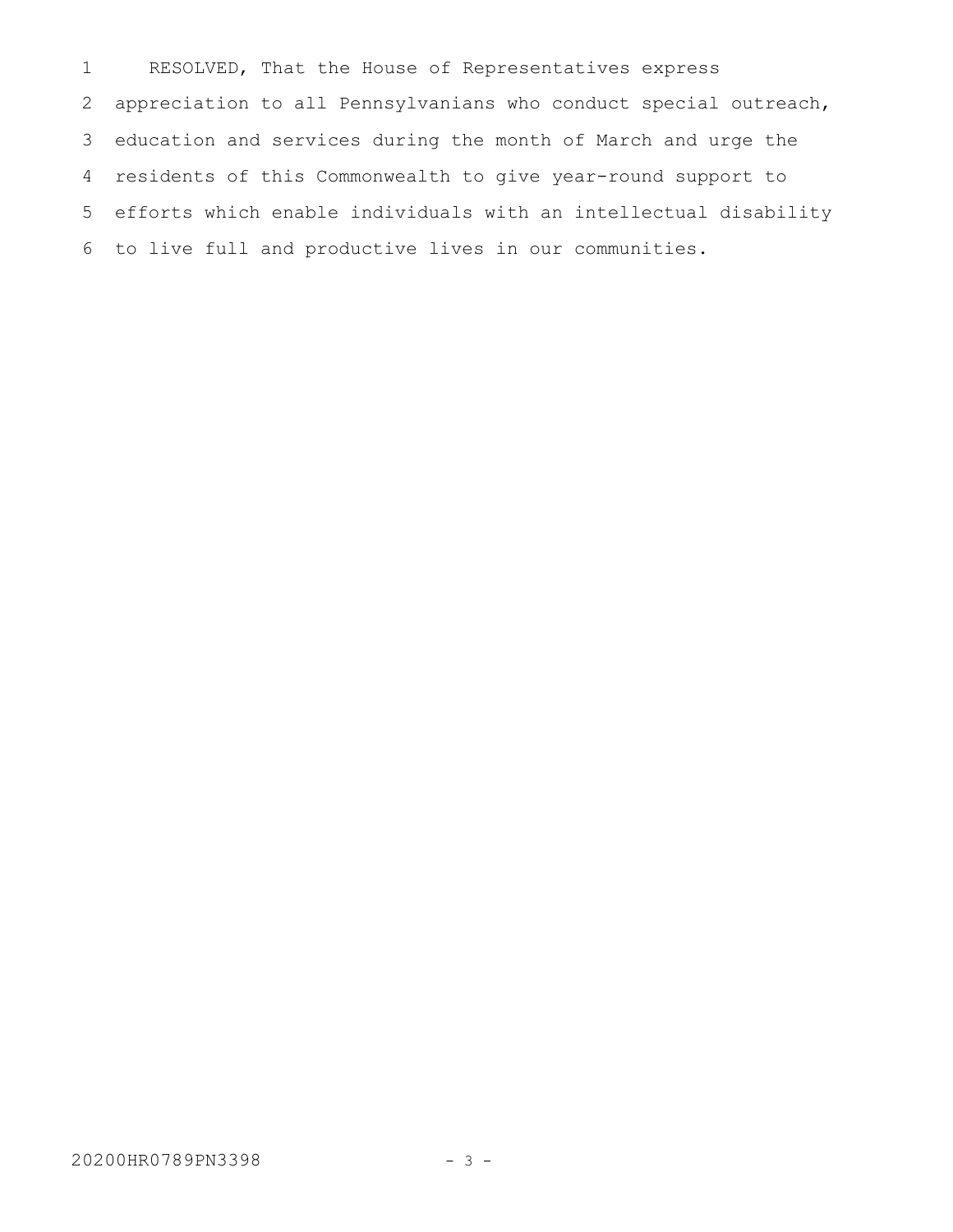RESOLVED, That the House of Representatives express appreciation to all Pennsylvanians who conduct special outreach, education and services during the month of March and urge the residents of this Commonwealth to give year-round support to efforts which enable individuals with an intellectual disability to live full and productive lives in our communities.